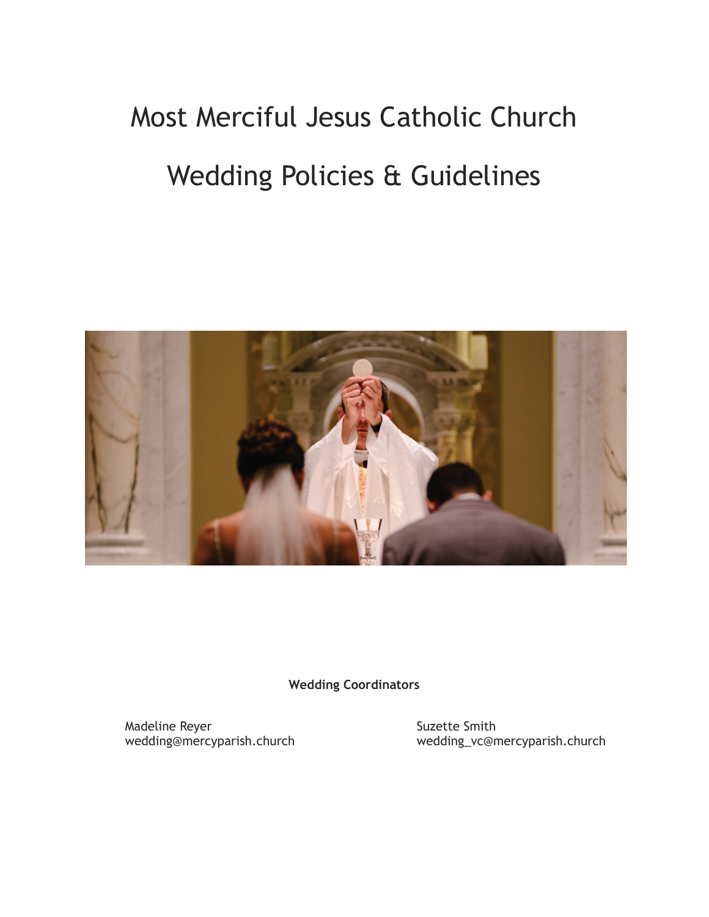# Most Merciful Jesus Catholic Church

# Wedding Policies & Guidelines

**Wedding Coordinators**

Madeline Reyer
wedding@mercyparish.church

Suzette Smith
wedding_vc@mercyparish.church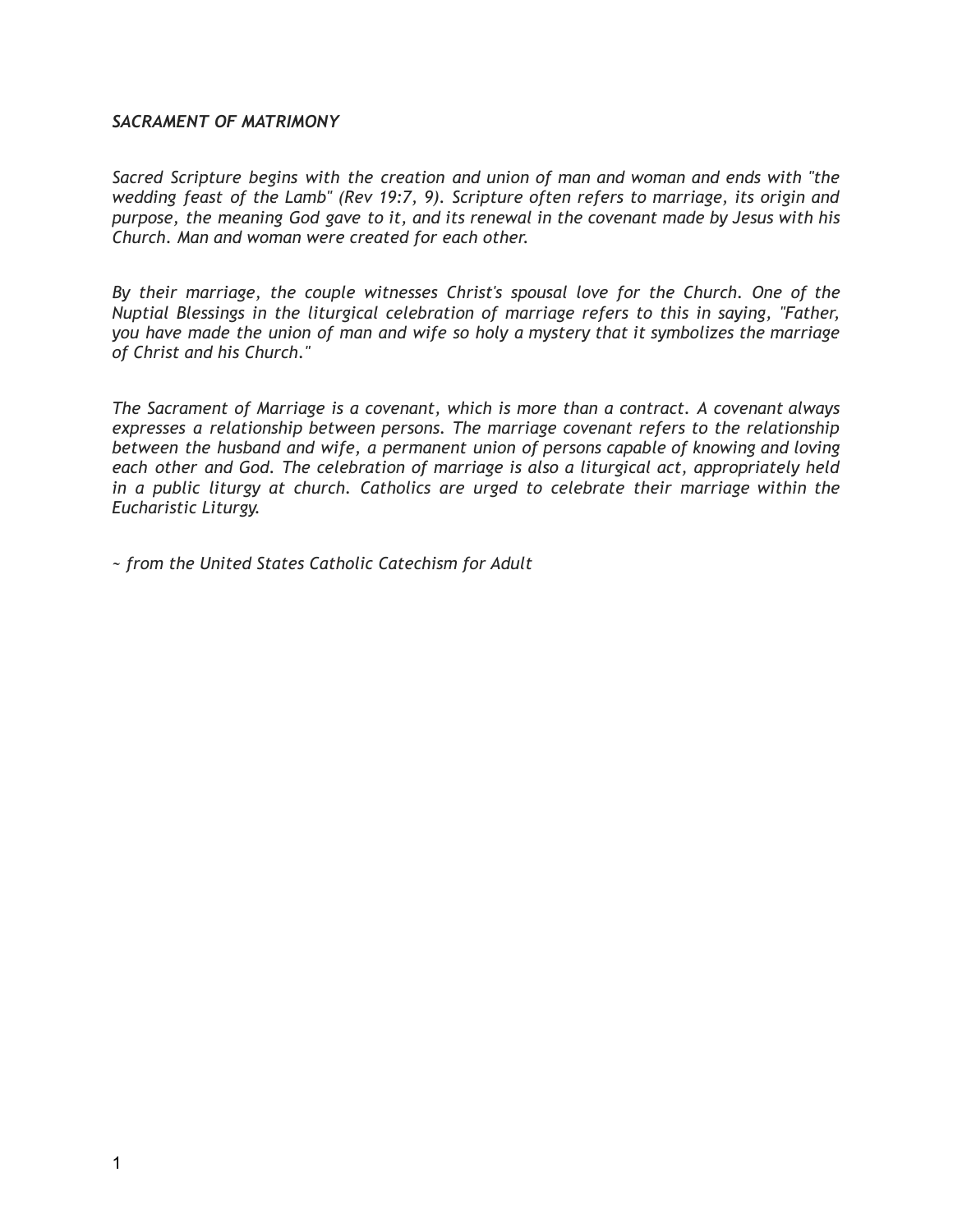## *SACRAMENT OF MATRIMONY*

*Sacred Scripture begins with the creation and union of man and woman and ends with "the wedding feast of the Lamb" (Rev 19:7, 9). Scripture often refers to marriage, its origin and purpose, the meaning God gave to it, and its renewal in the covenant made by Jesus with his Church. Man and woman were created for each other.*

*By their marriage, the couple witnesses Christ's spousal love for the Church. One of the Nuptial Blessings in the liturgical celebration of marriage refers to this in saying, "Father, you have made the union of man and wife so holy a mystery that it symbolizes the marriage of Christ and his Church."*

*The Sacrament of Marriage is a covenant, which is more than a contract. A covenant always expresses a relationship between persons. The marriage covenant refers to the relationship between the husband and wife, a permanent union of persons capable of knowing and loving each other and God. The celebration of marriage is also a liturgical act, appropriately held in a public liturgy at church. Catholics are urged to celebrate their marriage within the Eucharistic Liturgy.*

*~ from the United States Catholic Catechism for Adult*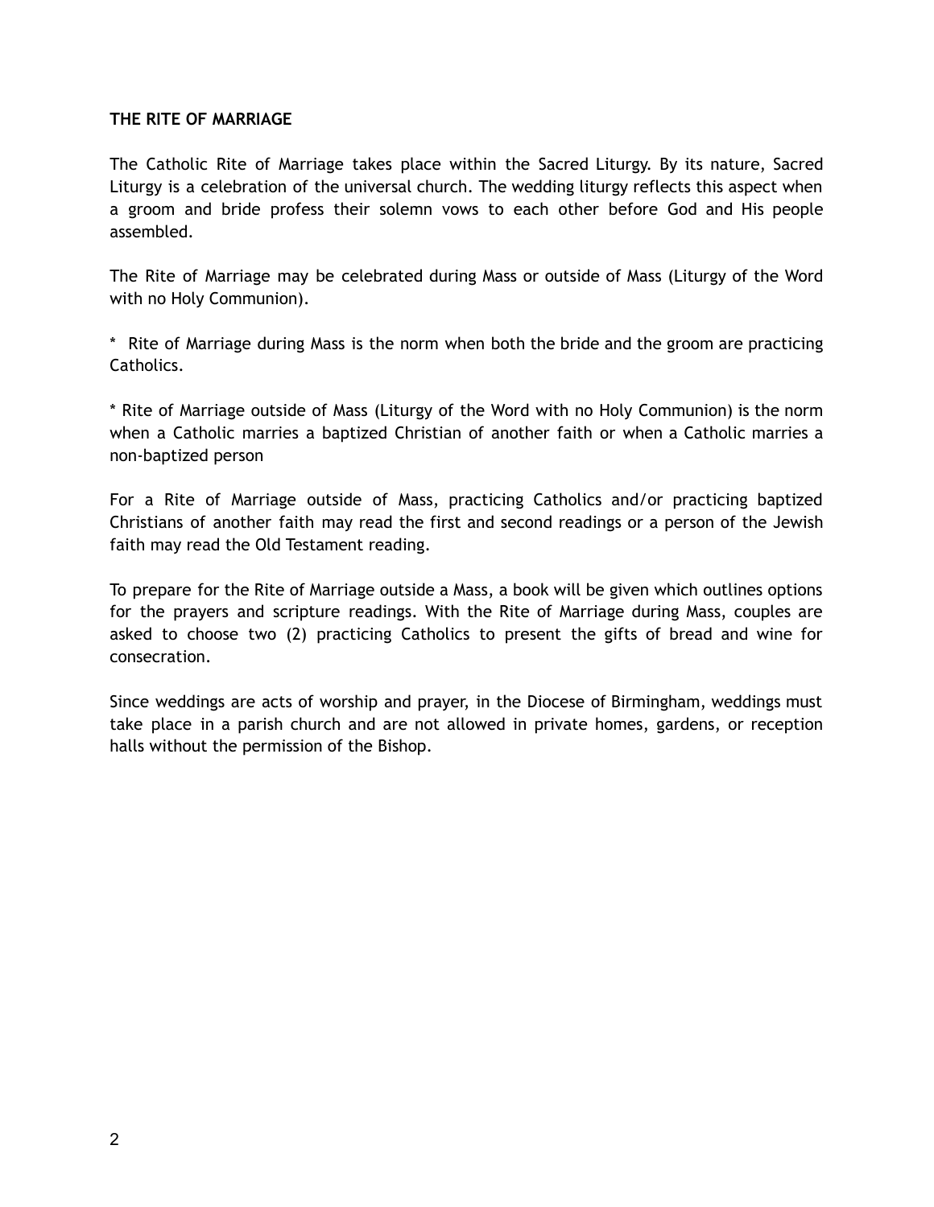**THE RITE OF MARRIAGE**

The Catholic Rite of Marriage takes place within the Sacred Liturgy. By its nature, Sacred Liturgy is a celebration of the universal church. The wedding liturgy reflects this aspect when a groom and bride profess their solemn vows to each other before God and His people assembled.

The Rite of Marriage may be celebrated during Mass or outside of Mass (Liturgy of the Word with no Holy Communion).

* Rite of Marriage during Mass is the norm when both the bride and the groom are practicing Catholics.

* Rite of Marriage outside of Mass (Liturgy of the Word with no Holy Communion) is the norm when a Catholic marries a baptized Christian of another faith or when a Catholic marries a non-baptized person

For a Rite of Marriage outside of Mass, practicing Catholics and/or practicing baptized Christians of another faith may read the first and second readings or a person of the Jewish faith may read the Old Testament reading.

To prepare for the Rite of Marriage outside a Mass, a book will be given which outlines options for the prayers and scripture readings. With the Rite of Marriage during Mass, couples are asked to choose two (2) practicing Catholics to present the gifts of bread and wine for consecration.

Since weddings are acts of worship and prayer, in the Diocese of Birmingham, weddings must take place in a parish church and are not allowed in private homes, gardens, or reception halls without the permission of the Bishop.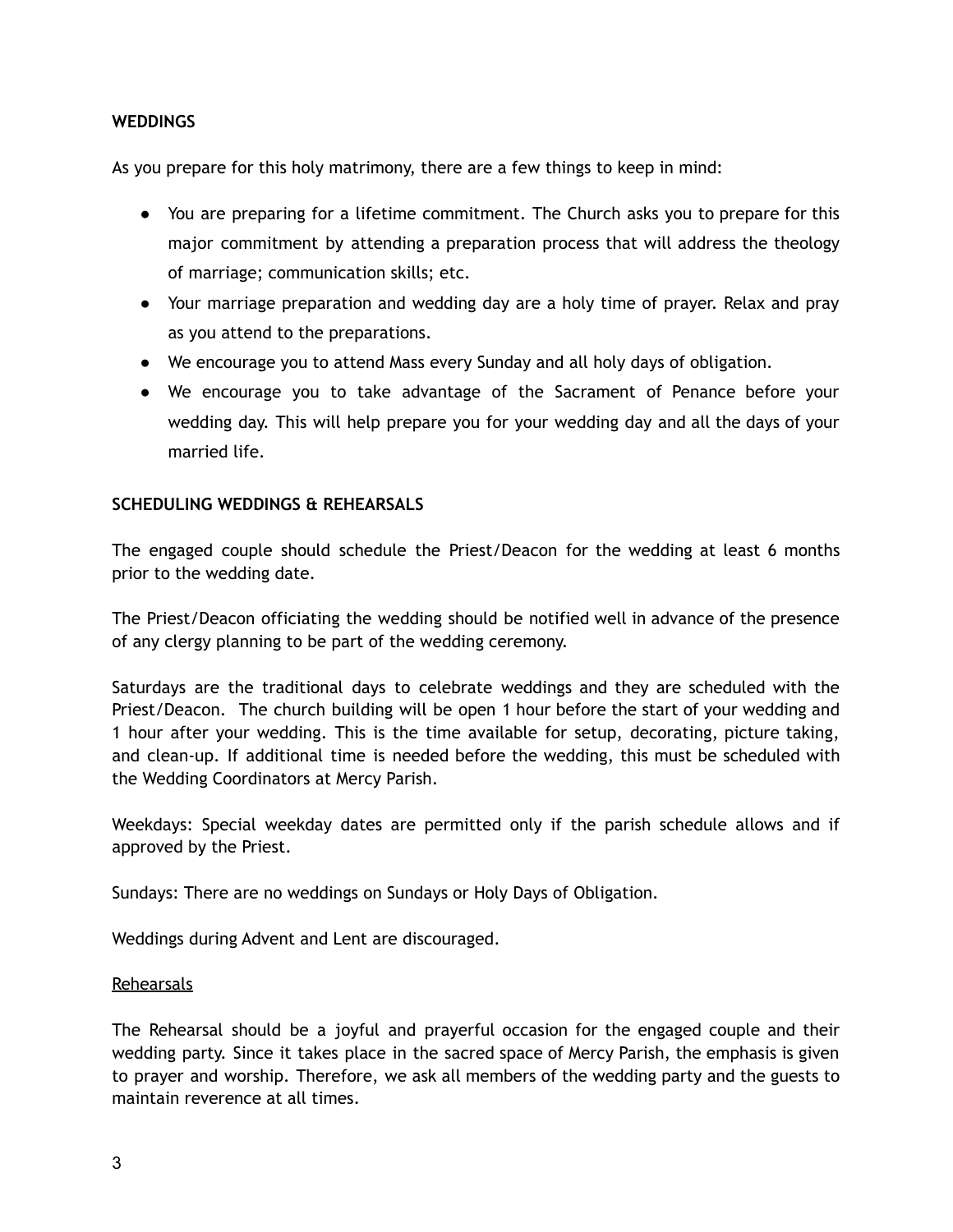## WEDDINGS

As you prepare for this holy matrimony, there are a few things to keep in mind:

- You are preparing for a lifetime commitment. The Church asks you to prepare for this major commitment by attending a preparation process that will address the theology of marriage; communication skills; etc.
- Your marriage preparation and wedding day are a holy time of prayer. Relax and pray as you attend to the preparations.
- We encourage you to attend Mass every Sunday and all holy days of obligation.
- We encourage you to take advantage of the Sacrament of Penance before your wedding day. This will help prepare you for your wedding day and all the days of your married life.

## SCHEDULING WEDDINGS & REHEARSALS

The engaged couple should schedule the Priest/Deacon for the wedding at least 6 months prior to the wedding date.

The Priest/Deacon officiating the wedding should be notified well in advance of the presence of any clergy planning to be part of the wedding ceremony.

Saturdays are the traditional days to celebrate weddings and they are scheduled with the Priest/Deacon. The church building will be open 1 hour before the start of your wedding and 1 hour after your wedding. This is the time available for setup, decorating, picture taking, and clean-up. If additional time is needed before the wedding, this must be scheduled with the Wedding Coordinators at Mercy Parish.

Weekdays: Special weekday dates are permitted only if the parish schedule allows and if approved by the Priest.

Sundays: There are no weddings on Sundays or Holy Days of Obligation.

Weddings during Advent and Lent are discouraged.

### Rehearsals

The Rehearsal should be a joyful and prayerful occasion for the engaged couple and their wedding party. Since it takes place in the sacred space of Mercy Parish, the emphasis is given to prayer and worship. Therefore, we ask all members of the wedding party and the guests to maintain reverence at all times.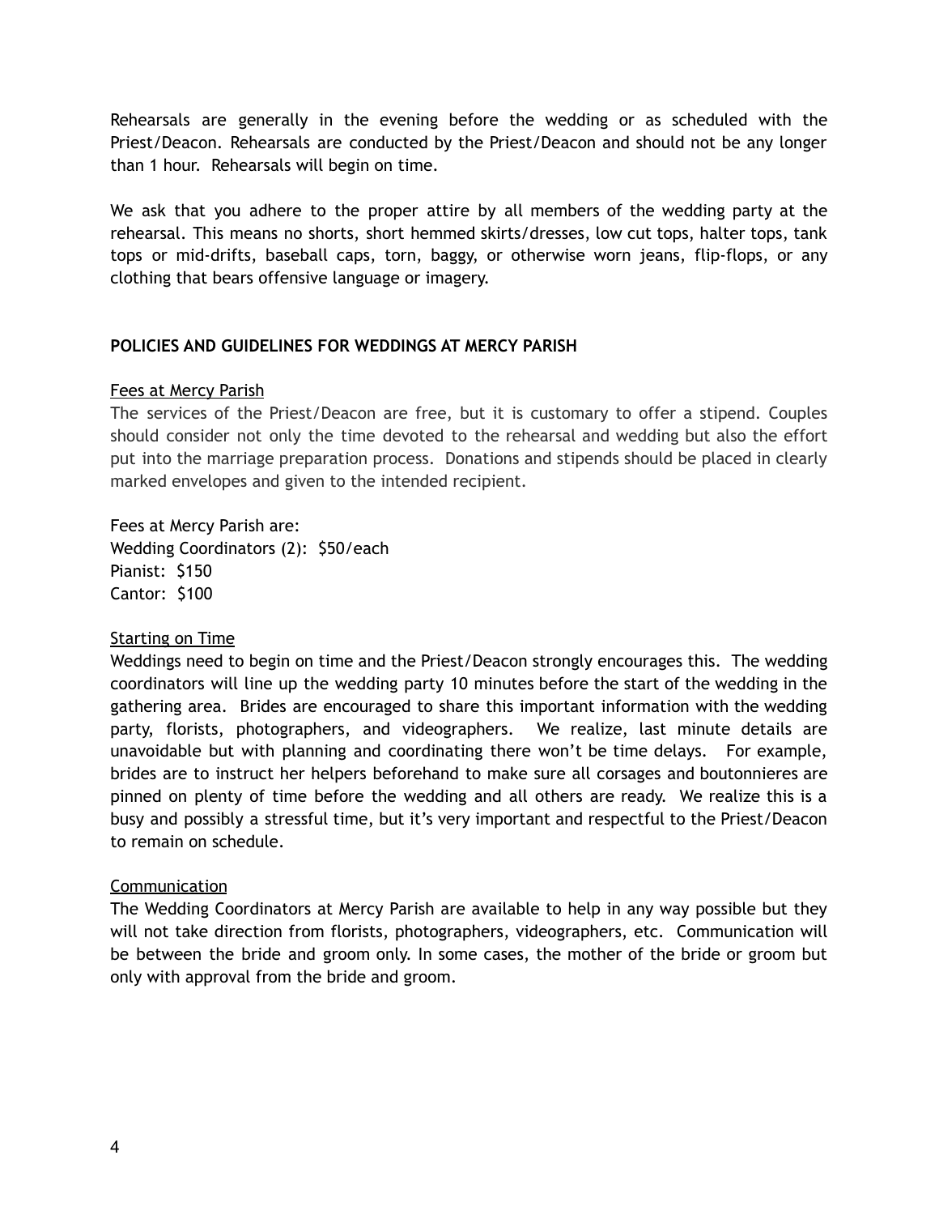Rehearsals are generally in the evening before the wedding or as scheduled with the Priest/Deacon. Rehearsals are conducted by the Priest/Deacon and should not be any longer than 1 hour. Rehearsals will begin on time.

We ask that you adhere to the proper attire by all members of the wedding party at the rehearsal. This means no shorts, short hemmed skirts/dresses, low cut tops, halter tops, tank tops or mid-drifts, baseball caps, torn, baggy, or otherwise worn jeans, flip-flops, or any clothing that bears offensive language or imagery.

**POLICIES AND GUIDELINES FOR WEDDINGS AT MERCY PARISH**

<u>Fees at Mercy Parish</u>

The services of the Priest/Deacon are free, but it is customary to offer a stipend. Couples should consider not only the time devoted to the rehearsal and wedding but also the effort put into the marriage preparation process. Donations and stipends should be placed in clearly marked envelopes and given to the intended recipient.

Fees at Mercy Parish are:
Wedding Coordinators (2): $50/each
Pianist: $150
Cantor: $100

<u>Starting on Time</u>

Weddings need to begin on time and the Priest/Deacon strongly encourages this. The wedding coordinators will line up the wedding party 10 minutes before the start of the wedding in the gathering area. Brides are encouraged to share this important information with the wedding party, florists, photographers, and videographers. We realize, last minute details are unavoidable but with planning and coordinating there won't be time delays. For example, brides are to instruct her helpers beforehand to make sure all corsages and boutonnieres are pinned on plenty of time before the wedding and all others are ready. We realize this is a busy and possibly a stressful time, but it's very important and respectful to the Priest/Deacon to remain on schedule.

<u>Communication</u>

The Wedding Coordinators at Mercy Parish are available to help in any way possible but they will not take direction from florists, photographers, videographers, etc. Communication will be between the bride and groom only. In some cases, the mother of the bride or groom but only with approval from the bride and groom.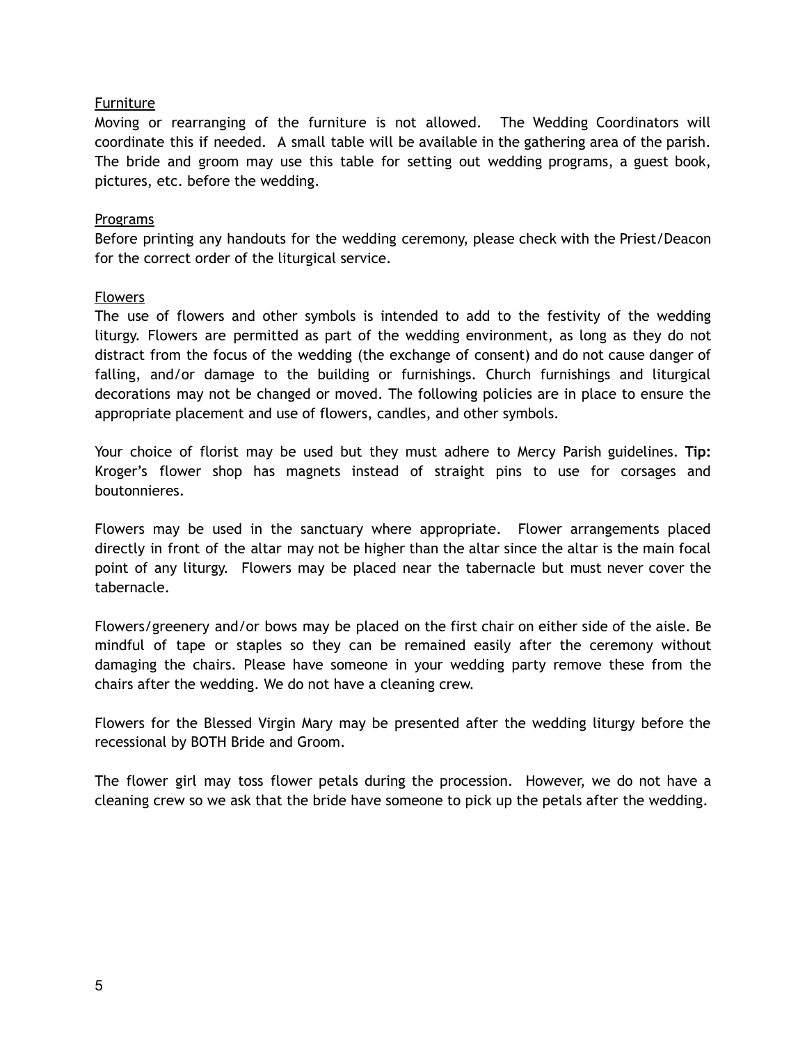<u>Furniture</u>

Moving or rearranging of the furniture is not allowed. The Wedding Coordinators will coordinate this if needed. A small table will be available in the gathering area of the parish. The bride and groom may use this table for setting out wedding programs, a guest book, pictures, etc. before the wedding.

<u>Programs</u>

Before printing any handouts for the wedding ceremony, please check with the Priest/Deacon for the correct order of the liturgical service.

<u>Flowers</u>

The use of flowers and other symbols is intended to add to the festivity of the wedding liturgy. Flowers are permitted as part of the wedding environment, as long as they do not distract from the focus of the wedding (the exchange of consent) and do not cause danger of falling, and/or damage to the building or furnishings. Church furnishings and liturgical decorations may not be changed or moved. The following policies are in place to ensure the appropriate placement and use of flowers, candles, and other symbols.

Your choice of florist may be used but they must adhere to Mercy Parish guidelines. **Tip:** Kroger's flower shop has magnets instead of straight pins to use for corsages and boutonnieres.

Flowers may be used in the sanctuary where appropriate. Flower arrangements placed directly in front of the altar may not be higher than the altar since the altar is the main focal point of any liturgy. Flowers may be placed near the tabernacle but must never cover the tabernacle.

Flowers/greenery and/or bows may be placed on the first chair on either side of the aisle. Be mindful of tape or staples so they can be remained easily after the ceremony without damaging the chairs. Please have someone in your wedding party remove these from the chairs after the wedding. We do not have a cleaning crew.

Flowers for the Blessed Virgin Mary may be presented after the wedding liturgy before the recessional by BOTH Bride and Groom.

The flower girl may toss flower petals during the procession. However, we do not have a cleaning crew so we ask that the bride have someone to pick up the petals after the wedding.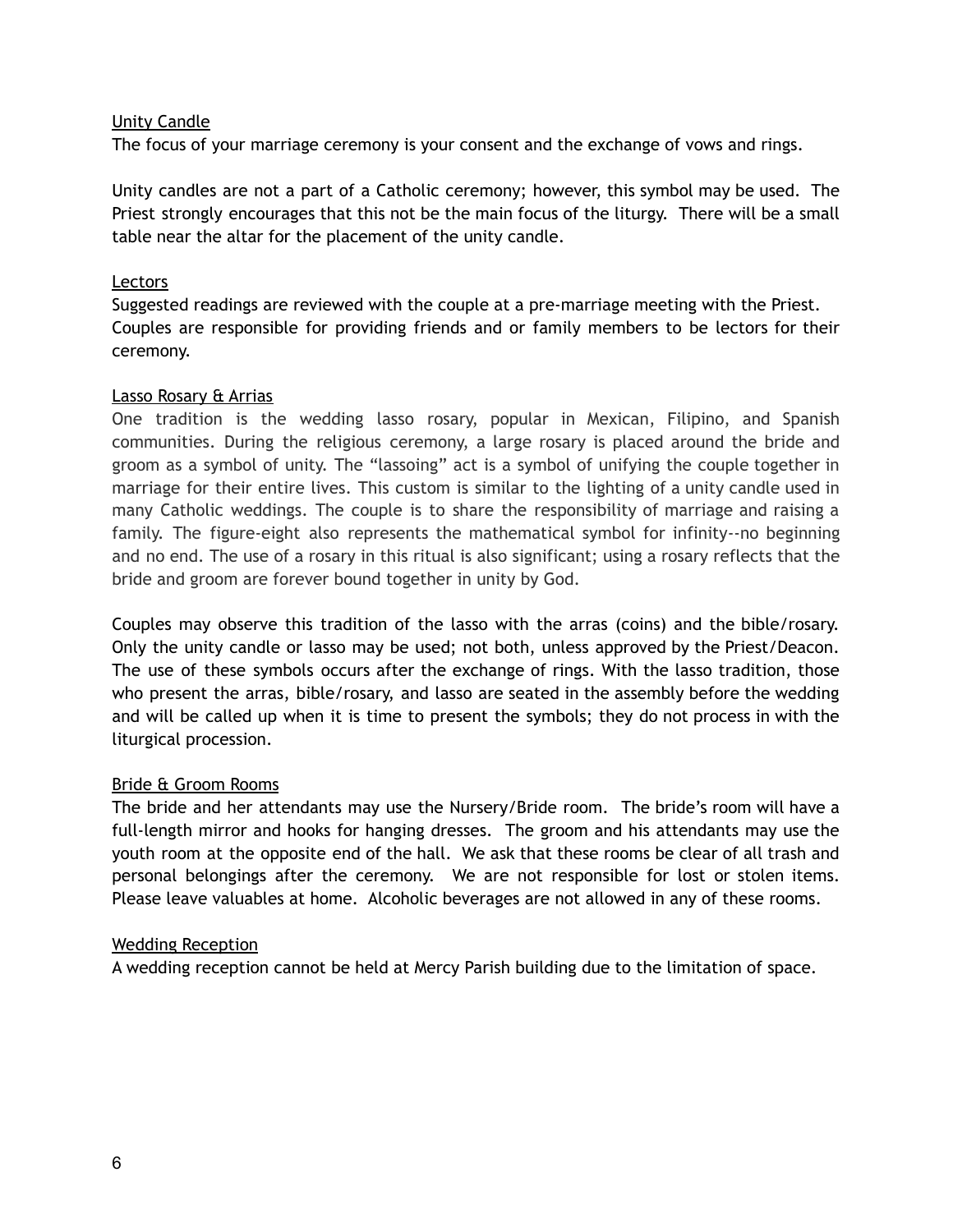Unity Candle

The focus of your marriage ceremony is your consent and the exchange of vows and rings.

Unity candles are not a part of a Catholic ceremony; however, this symbol may be used. The Priest strongly encourages that this not be the main focus of the liturgy. There will be a small table near the altar for the placement of the unity candle.

Lectors

Suggested readings are reviewed with the couple at a pre-marriage meeting with the Priest. Couples are responsible for providing friends and or family members to be lectors for their ceremony.

Lasso Rosary & Arrias

One tradition is the wedding lasso rosary, popular in Mexican, Filipino, and Spanish communities. During the religious ceremony, a large rosary is placed around the bride and groom as a symbol of unity. The "lassoing" act is a symbol of unifying the couple together in marriage for their entire lives. This custom is similar to the lighting of a unity candle used in many Catholic weddings. The couple is to share the responsibility of marriage and raising a family. The figure-eight also represents the mathematical symbol for infinity--no beginning and no end. The use of a rosary in this ritual is also significant; using a rosary reflects that the bride and groom are forever bound together in unity by God.

Couples may observe this tradition of the lasso with the arras (coins) and the bible/rosary. Only the unity candle or lasso may be used; not both, unless approved by the Priest/Deacon. The use of these symbols occurs after the exchange of rings. With the lasso tradition, those who present the arras, bible/rosary, and lasso are seated in the assembly before the wedding and will be called up when it is time to present the symbols; they do not process in with the liturgical procession.

Bride & Groom Rooms

The bride and her attendants may use the Nursery/Bride room. The bride's room will have a full-length mirror and hooks for hanging dresses. The groom and his attendants may use the youth room at the opposite end of the hall. We ask that these rooms be clear of all trash and personal belongings after the ceremony. We are not responsible for lost or stolen items. Please leave valuables at home. Alcoholic beverages are not allowed in any of these rooms.

Wedding Reception

A wedding reception cannot be held at Mercy Parish building due to the limitation of space.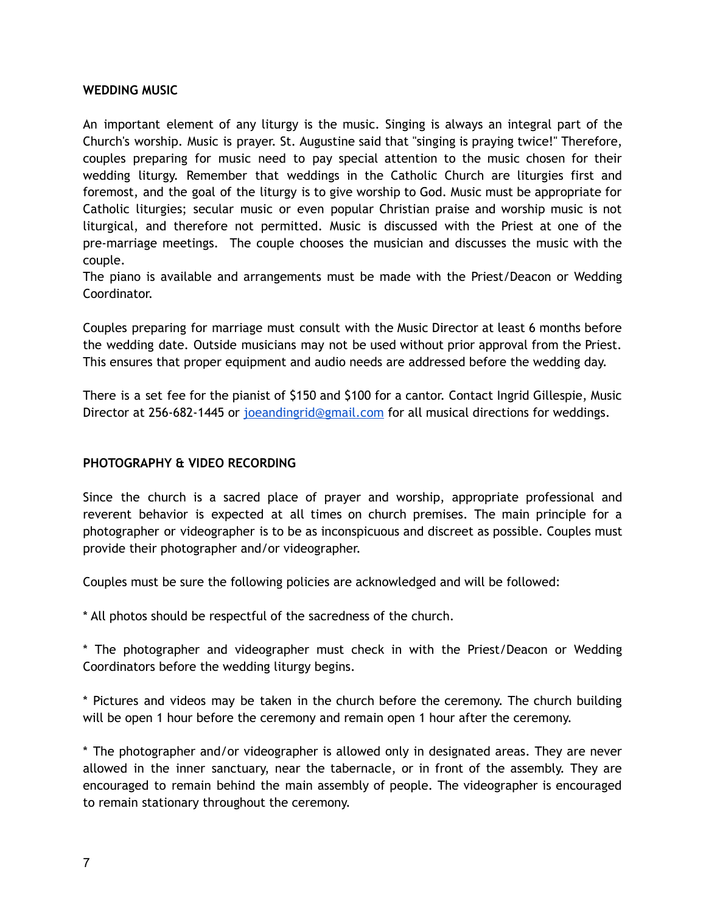**WEDDING MUSIC**

An important element of any liturgy is the music. Singing is always an integral part of the Church's worship. Music is prayer. St. Augustine said that "singing is praying twice!" Therefore, couples preparing for music need to pay special attention to the music chosen for their wedding liturgy. Remember that weddings in the Catholic Church are liturgies first and foremost, and the goal of the liturgy is to give worship to God. Music must be appropriate for Catholic liturgies; secular music or even popular Christian praise and worship music is not liturgical, and therefore not permitted. Music is discussed with the Priest at one of the pre-marriage meetings. The couple chooses the musician and discusses the music with the couple.
The piano is available and arrangements must be made with the Priest/Deacon or Wedding Coordinator.

Couples preparing for marriage must consult with the Music Director at least 6 months before the wedding date. Outside musicians may not be used without prior approval from the Priest. This ensures that proper equipment and audio needs are addressed before the wedding day.

There is a set fee for the pianist of $150 and $100 for a cantor. Contact Ingrid Gillespie, Music Director at 256-682-1445 or joeandingrid@gmail.com for all musical directions for weddings.

**PHOTOGRAPHY & VIDEO RECORDING**

Since the church is a sacred place of prayer and worship, appropriate professional and reverent behavior is expected at all times on church premises. The main principle for a photographer or videographer is to be as inconspicuous and discreet as possible. Couples must provide their photographer and/or videographer.

Couples must be sure the following policies are acknowledged and will be followed:

* All photos should be respectful of the sacredness of the church.

* The photographer and videographer must check in with the Priest/Deacon or Wedding Coordinators before the wedding liturgy begins.

* Pictures and videos may be taken in the church before the ceremony. The church building will be open 1 hour before the ceremony and remain open 1 hour after the ceremony.

* The photographer and/or videographer is allowed only in designated areas. They are never allowed in the inner sanctuary, near the tabernacle, or in front of the assembly. They are encouraged to remain behind the main assembly of people. The videographer is encouraged to remain stationary throughout the ceremony.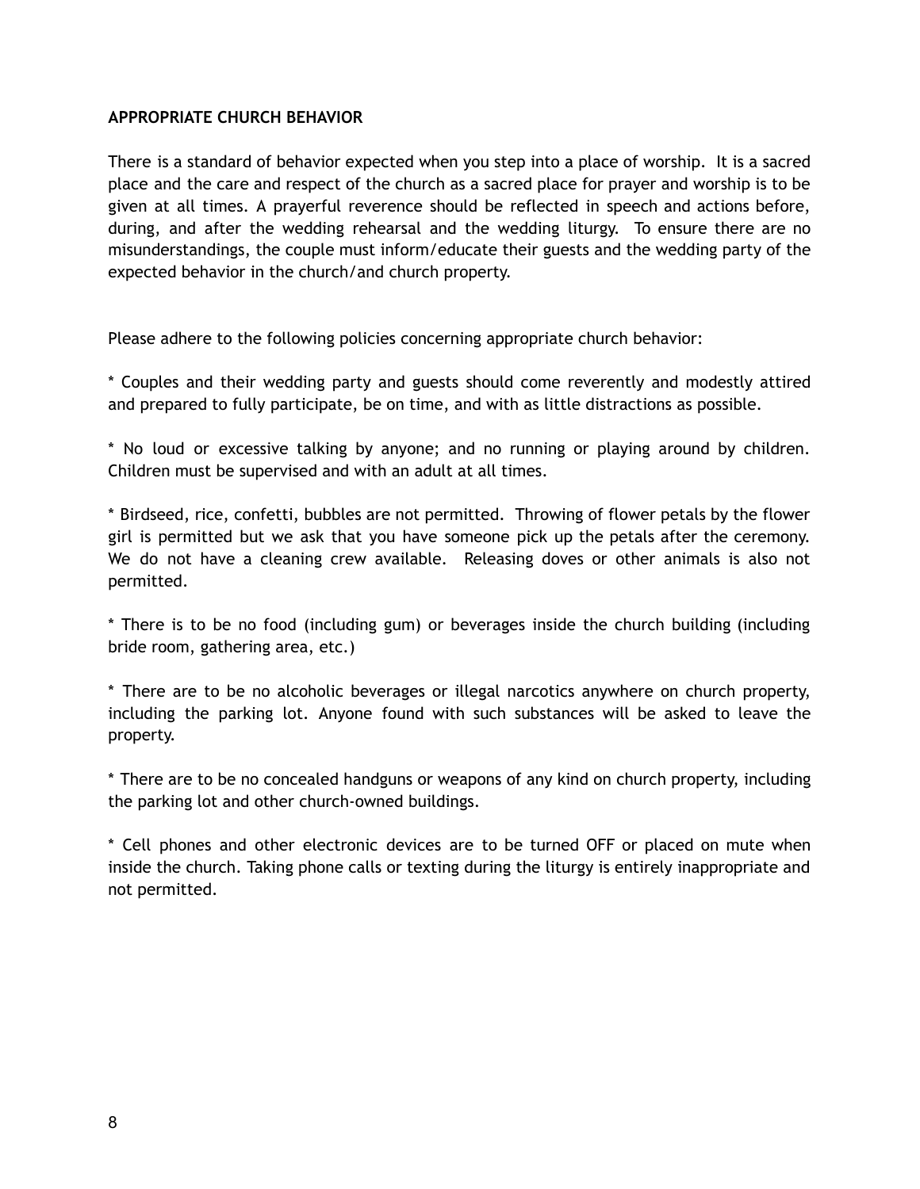**APPROPRIATE CHURCH BEHAVIOR**

There is a standard of behavior expected when you step into a place of worship. It is a sacred place and the care and respect of the church as a sacred place for prayer and worship is to be given at all times. A prayerful reverence should be reflected in speech and actions before, during, and after the wedding rehearsal and the wedding liturgy. To ensure there are no misunderstandings, the couple must inform/educate their guests and the wedding party of the expected behavior in the church/and church property.

Please adhere to the following policies concerning appropriate church behavior:

* Couples and their wedding party and guests should come reverently and modestly attired and prepared to fully participate, be on time, and with as little distractions as possible.

* No loud or excessive talking by anyone; and no running or playing around by children. Children must be supervised and with an adult at all times.

* Birdseed, rice, confetti, bubbles are not permitted. Throwing of flower petals by the flower girl is permitted but we ask that you have someone pick up the petals after the ceremony. We do not have a cleaning crew available. Releasing doves or other animals is also not permitted.

* There is to be no food (including gum) or beverages inside the church building (including bride room, gathering area, etc.)

* There are to be no alcoholic beverages or illegal narcotics anywhere on church property, including the parking lot. Anyone found with such substances will be asked to leave the property.

* There are to be no concealed handguns or weapons of any kind on church property, including the parking lot and other church-owned buildings.

* Cell phones and other electronic devices are to be turned OFF or placed on mute when inside the church. Taking phone calls or texting during the liturgy is entirely inappropriate and not permitted.